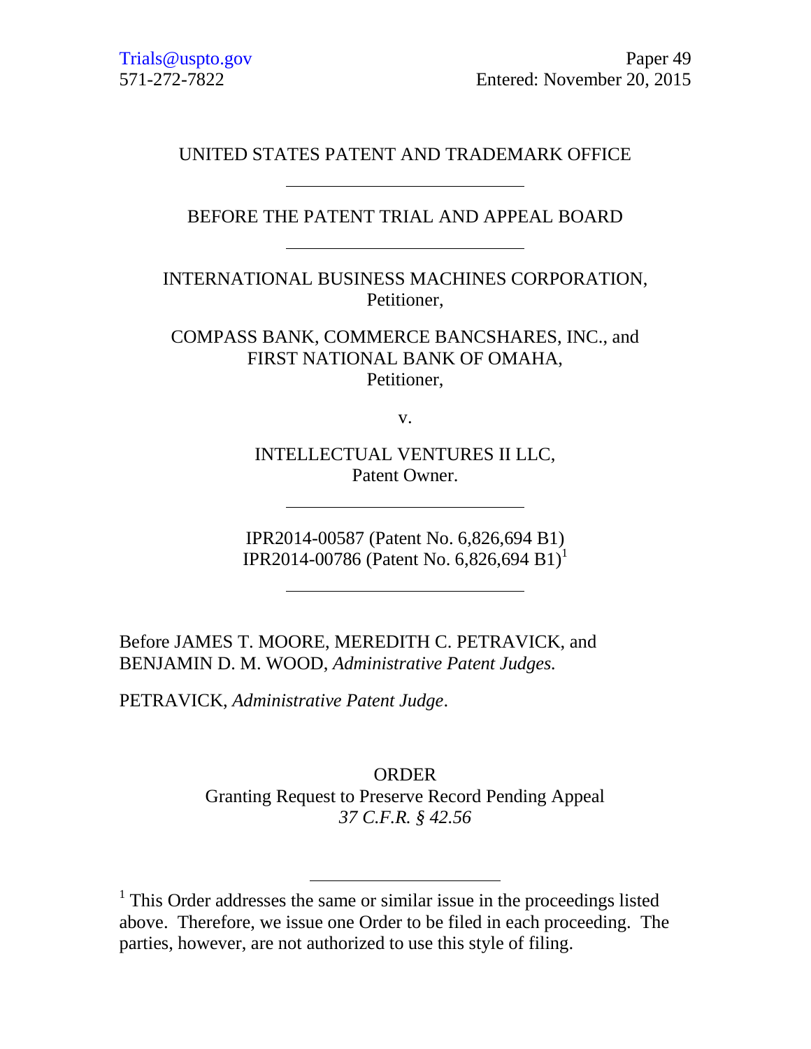Trials@uspto.gov
571-272-7822

Paper 49
Entered: November 20, 2015

UNITED STATES PATENT AND TRADEMARK OFFICE

---

BEFORE THE PATENT TRIAL AND APPEAL BOARD

---

INTERNATIONAL BUSINESS MACHINES CORPORATION,
Petitioner,

COMPASS BANK, COMMERCE BANCSHARES, INC., and
FIRST NATIONAL BANK OF OMAHA,
Petitioner,

v.

INTELLECTUAL VENTURES II LLC,
Patent Owner.

---

IPR2014-00587 (Patent No. 6,826,694 B1)
IPR2014-00786 (Patent No. 6,826,694 B1)[1]

---

Before JAMES T. MOORE, MEREDITH C. PETRAVICK, and BENJAMIN D. M. WOOD, *Administrative Patent Judges.*

PETRAVICK, *Administrative Patent Judge*.

ORDER
Granting Request to Preserve Record Pending Appeal
*37 C.F.R. § 42.56*

---

[1] This Order addresses the same or similar issue in the proceedings listed above. Therefore, we issue one Order to be filed in each proceeding. The parties, however, are not authorized to use this style of filing.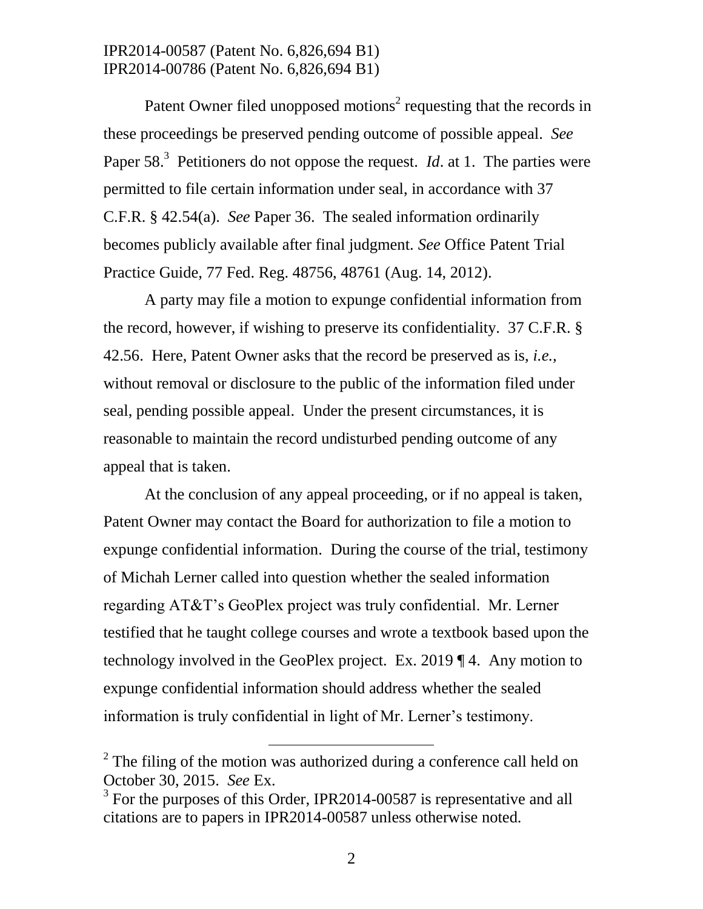Patent Owner filed unopposed motions[2] requesting that the records in these proceedings be preserved pending outcome of possible appeal. *See* Paper 58.[3] Petitioners do not oppose the request. *Id*. at 1. The parties were permitted to file certain information under seal, in accordance with 37 C.F.R. § 42.54(a). *See* Paper 36. The sealed information ordinarily becomes publicly available after final judgment. *See* Office Patent Trial Practice Guide, 77 Fed. Reg. 48756, 48761 (Aug. 14, 2012).

A party may file a motion to expunge confidential information from the record, however, if wishing to preserve its confidentiality. 37 C.F.R. § 42.56. Here, Patent Owner asks that the record be preserved as is, *i.e.*, without removal or disclosure to the public of the information filed under seal, pending possible appeal. Under the present circumstances, it is reasonable to maintain the record undisturbed pending outcome of any appeal that is taken.

At the conclusion of any appeal proceeding, or if no appeal is taken, Patent Owner may contact the Board for authorization to file a motion to expunge confidential information. During the course of the trial, testimony of Michah Lerner called into question whether the sealed information regarding AT&T's GeoPlex project was truly confidential. Mr. Lerner testified that he taught college courses and wrote a textbook based upon the technology involved in the GeoPlex project. Ex. 2019 ¶ 4. Any motion to expunge confidential information should address whether the sealed information is truly confidential in light of Mr. Lerner's testimony.

---

[2] The filing of the motion was authorized during a conference call held on October 30, 2015. *See* Ex.

[3] For the purposes of this Order, IPR2014-00587 is representative and all citations are to papers in IPR2014-00587 unless otherwise noted.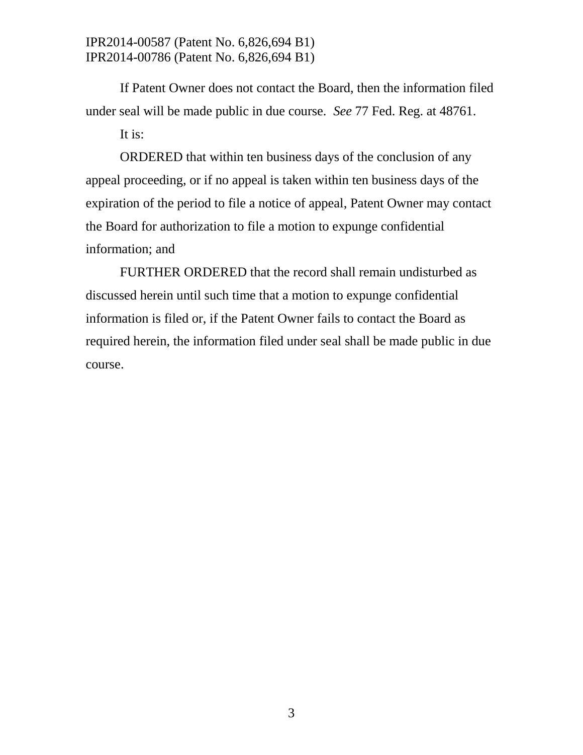If Patent Owner does not contact the Board, then the information filed under seal will be made public in due course. *See* 77 Fed. Reg. at 48761.

It is:

ORDERED that within ten business days of the conclusion of any appeal proceeding, or if no appeal is taken within ten business days of the expiration of the period to file a notice of appeal, Patent Owner may contact the Board for authorization to file a motion to expunge confidential information; and

FURTHER ORDERED that the record shall remain undisturbed as discussed herein until such time that a motion to expunge confidential information is filed or, if the Patent Owner fails to contact the Board as required herein, the information filed under seal shall be made public in due course.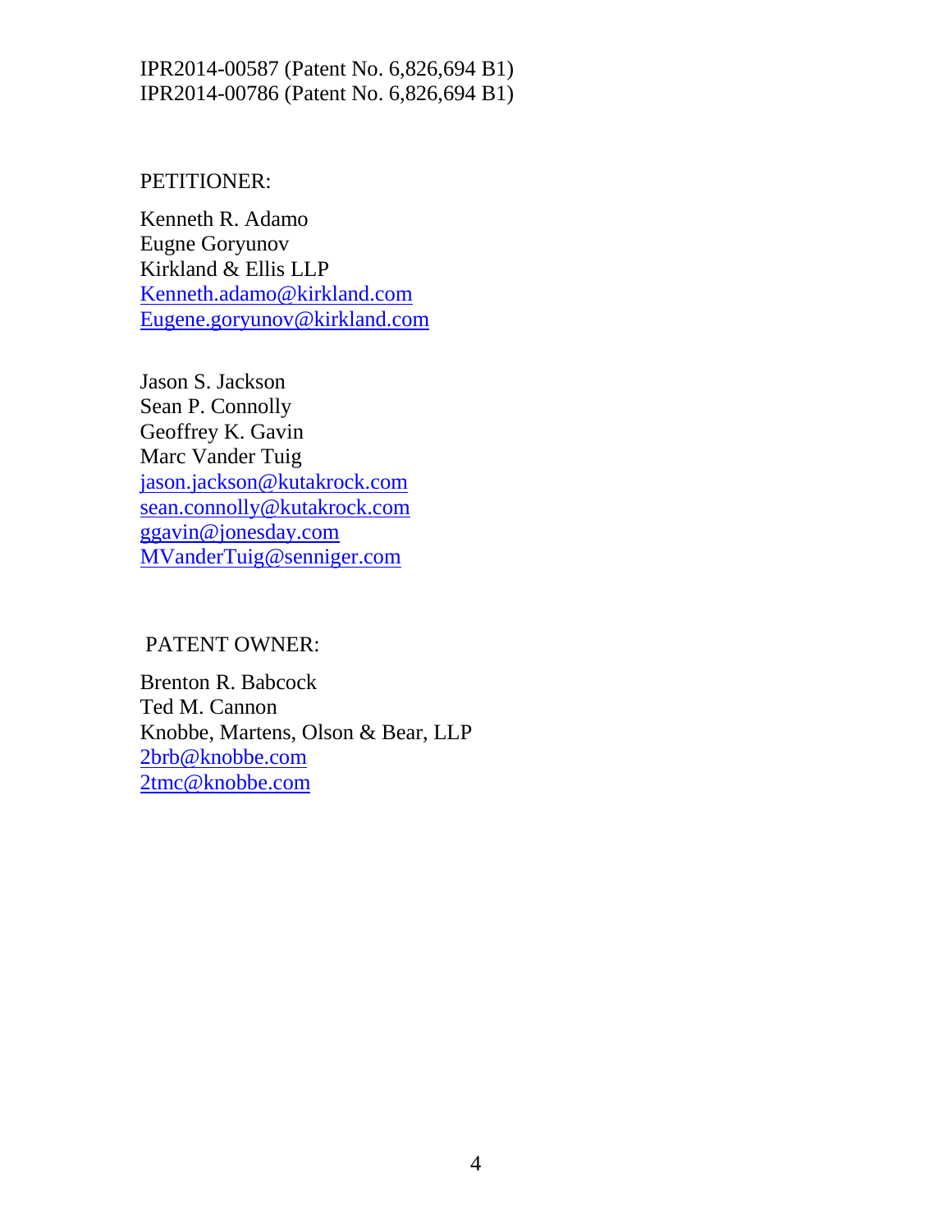IPR2014-00587 (Patent No. 6,826,694 B1)
IPR2014-00786 (Patent No. 6,826,694 B1)

PETITIONER:

Kenneth R. Adamo
Eugne Goryunov
Kirkland & Ellis LLP
Kenneth.adamo@kirkland.com
Eugene.goryunov@kirkland.com

Jason S. Jackson
Sean P. Connolly
Geoffrey K. Gavin
Marc Vander Tuig
jason.jackson@kutakrock.com
sean.connolly@kutakrock.com
ggavin@jonesday.com
MVanderTuig@senniger.com

PATENT OWNER:

Brenton R. Babcock
Ted M. Cannon
Knobbe, Martens, Olson & Bear, LLP
2brb@knobbe.com
2tmc@knobbe.com